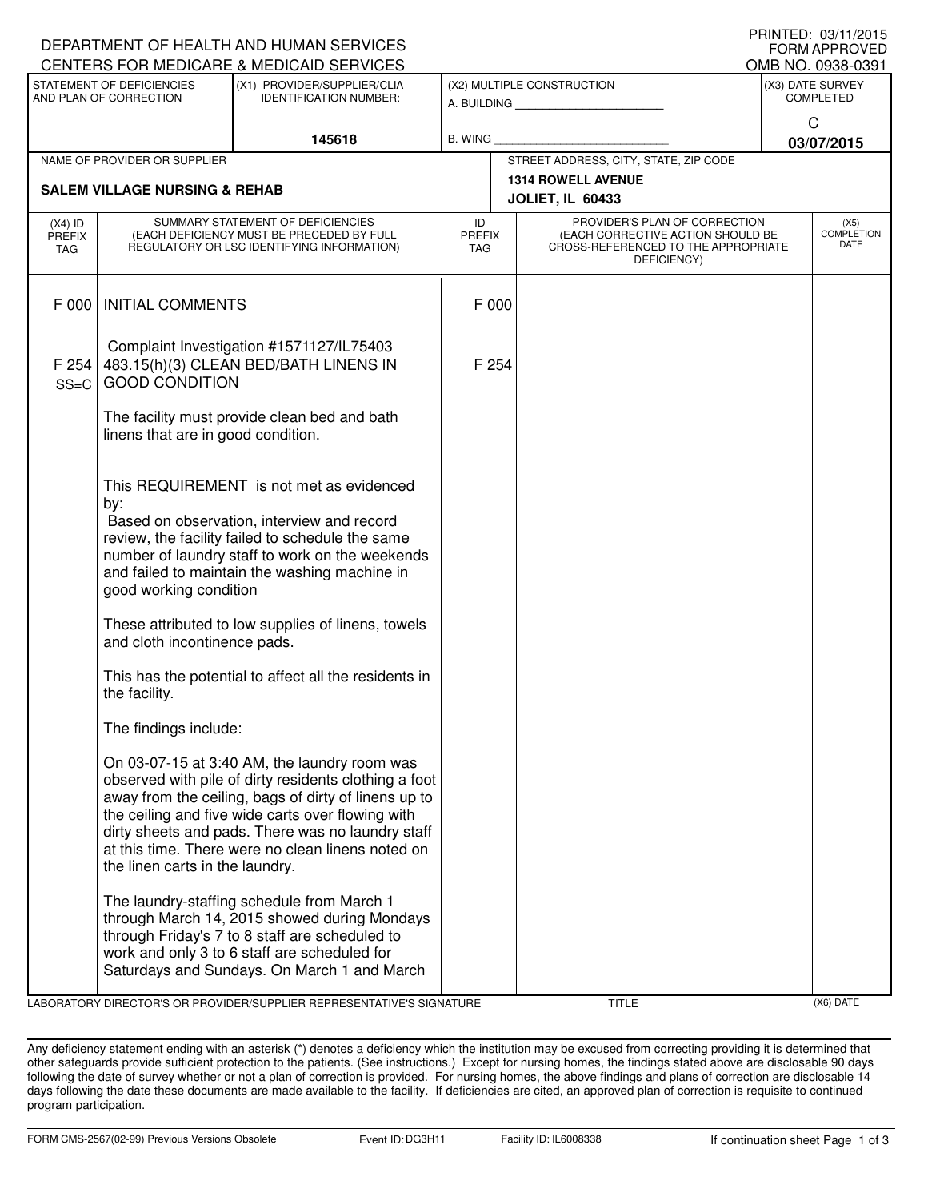PRINTED: 03/11/2015
FORM APPROVED
OMB NO. 0938-0391

DEPARTMENT OF HEALTH AND HUMAN SERVICES
CENTERS FOR MEDICARE & MEDICAID SERVICES

| STATEMENT OF DEFICIENCIES AND PLAN OF CORRECTION | (X1) PROVIDER/SUPPLIER/CLIA IDENTIFICATION NUMBER: | (X2) MULTIPLE CONSTRUCTION | (X3) DATE SURVEY COMPLETED |
|---|---|---|---|
| | 145618 | A. BUILDING ______ B. WING ______ | C 03/07/2015 |

| NAME OF PROVIDER OR SUPPLIER | STREET ADDRESS, CITY, STATE, ZIP CODE |
|---|---|
| SALEM VILLAGE NURSING & REHAB | 1314 ROWELL AVENUE JOLIET, IL 60433 |

| (X4) ID PREFIX TAG | SUMMARY STATEMENT OF DEFICIENCIES (EACH DEFICIENCY MUST BE PRECEDED BY FULL REGULATORY OR LSC IDENTIFYING INFORMATION) | ID PREFIX TAG | PROVIDER'S PLAN OF CORRECTION (EACH CORRECTIVE ACTION SHOULD BE CROSS-REFERENCED TO THE APPROPRIATE DEFICIENCY) | (X5) COMPLETION DATE |
|---|---|---|---|---|
| F 000 | INITIAL COMMENTS | F 000 | | |
| | Complaint Investigation #1571127/IL75403 | | | |
| F 254 SS=C | 483.15(h)(3) CLEAN BED/BATH LINENS IN GOOD CONDITION | F 254 | | |
| | The facility must provide clean bed and bath linens that are in good condition. | | | |
| | This REQUIREMENT is not met as evidenced by: Based on observation, interview and record review, the facility failed to schedule the same number of laundry staff to work on the weekends and failed to maintain the washing machine in good working condition | | | |
| | These attributed to low supplies of linens, towels and cloth incontinence pads. | | | |
| | This has the potential to affect all the residents in the facility. | | | |
| | The findings include: | | | |
| | On 03-07-15 at 3:40 AM, the laundry room was observed with pile of dirty residents clothing a foot away from the ceiling, bags of dirty of linens up to the ceiling and five wide carts over flowing with dirty sheets and pads. There was no laundry staff at this time. There were no clean linens noted on the linen carts in the laundry. | | | |
| | The laundry-staffing schedule from March 1 through March 14, 2015 showed during Mondays through Friday's 7 to 8 staff are scheduled to work and only 3 to 6 staff are scheduled for Saturdays and Sundays. On March 1 and March | | | |

LABORATORY DIRECTOR'S OR PROVIDER/SUPPLIER REPRESENTATIVE'S SIGNATURE | TITLE | (X6) DATE

Any deficiency statement ending with an asterisk (*) denotes a deficiency which the institution may be excused from correcting providing it is determined that other safeguards provide sufficient protection to the patients. (See instructions.) Except for nursing homes, the findings stated above are disclosable 90 days following the date of survey whether or not a plan of correction is provided. For nursing homes, the above findings and plans of correction are disclosable 14 days following the date these documents are made available to the facility. If deficiencies are cited, an approved plan of correction is requisite to continued program participation.

FORM CMS-2567(02-99) Previous Versions Obsolete | Event ID: DG3H11 | Facility ID: IL6008338 | If continuation sheet Page 1 of 3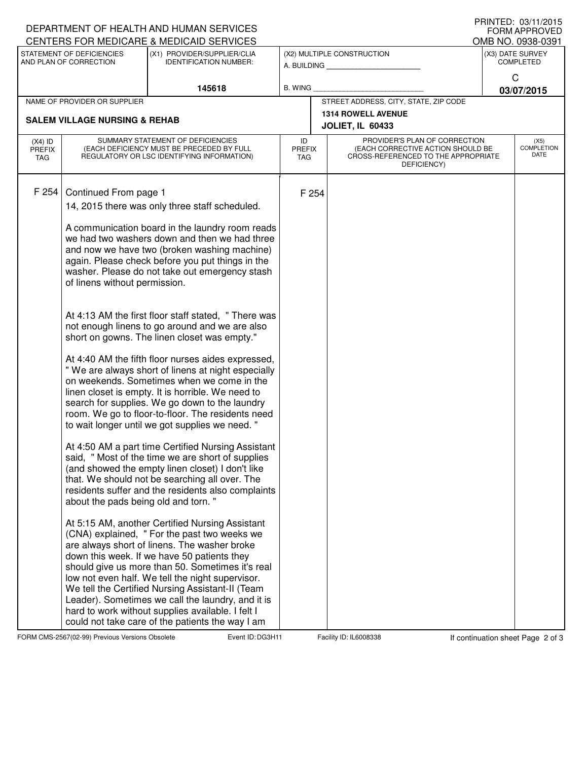DEPARTMENT OF HEALTH AND HUMAN SERVICES
CENTERS FOR MEDICARE & MEDICAID SERVICES

PRINTED: 03/11/2015
FORM APPROVED
OMB NO. 0938-0391

| STATEMENT OF DEFICIENCIES AND PLAN OF CORRECTION | (X1) PROVIDER/SUPPLIER/CLIA IDENTIFICATION NUMBER: | (X2) MULTIPLE CONSTRUCTION | (X3) DATE SURVEY COMPLETED |
|---|---|---|---|
| | 145618 | A. BUILDING ______ B. WING ______ | C 03/07/2015 |

| NAME OF PROVIDER OR SUPPLIER | STREET ADDRESS, CITY, STATE, ZIP CODE |
|---|---|
| SALEM VILLAGE NURSING & REHAB | 1314 ROWELL AVENUE JOLIET, IL 60433 |

| (X4) ID PREFIX TAG | SUMMARY STATEMENT OF DEFICIENCIES (EACH DEFICIENCY MUST BE PRECEDED BY FULL REGULATORY OR LSC IDENTIFYING INFORMATION) | ID PREFIX TAG | PROVIDER'S PLAN OF CORRECTION (EACH CORRECTIVE ACTION SHOULD BE CROSS-REFERENCED TO THE APPROPRIATE DEFICIENCY) | (X5) COMPLETION DATE |
|---|---|---|---|---|
| F 254 | Continued From page 1<br>14, 2015 there was only three staff scheduled.<br><br>A communication board in the laundry room reads we had two washers down and then we had three and now we have two (broken washing machine) again. Please check before you put things in the washer. Please do not take out emergency stash of linens without permission.<br><br>At 4:13 AM the first floor staff stated, " There was not enough linens to go around and we are also short on gowns. The linen closet was empty."<br><br>At 4:40 AM the fifth floor nurses aides expressed, " We are always short of linens at night especially on weekends. Sometimes when we come in the linen closet is empty. It is horrible. We need to search for supplies. We go down to the laundry room. We go to floor-to-floor. The residents need to wait longer until we got supplies we need. "<br><br>At 4:50 AM a part time Certified Nursing Assistant said, " Most of the time we are short of supplies (and showed the empty linen closet) I don't like that. We should not be searching all over. The residents suffer and the residents also complaints about the pads being old and torn. "<br><br>At 5:15 AM, another Certified Nursing Assistant (CNA) explained, " For the past two weeks we are always short of linens. The washer broke down this week. If we have 50 patients they should give us more than 50. Sometimes it's real low not even half. We tell the night supervisor. We tell the Certified Nursing Assistant-II (Team Leader). Sometimes we call the laundry, and it is hard to work without supplies available. I felt I could not take care of the patients the way I am | F 254 | | |

FORM CMS-2567(02-99) Previous Versions Obsolete Event ID: DG3H11 Facility ID: IL6008338 If continuation sheet Page 2 of 3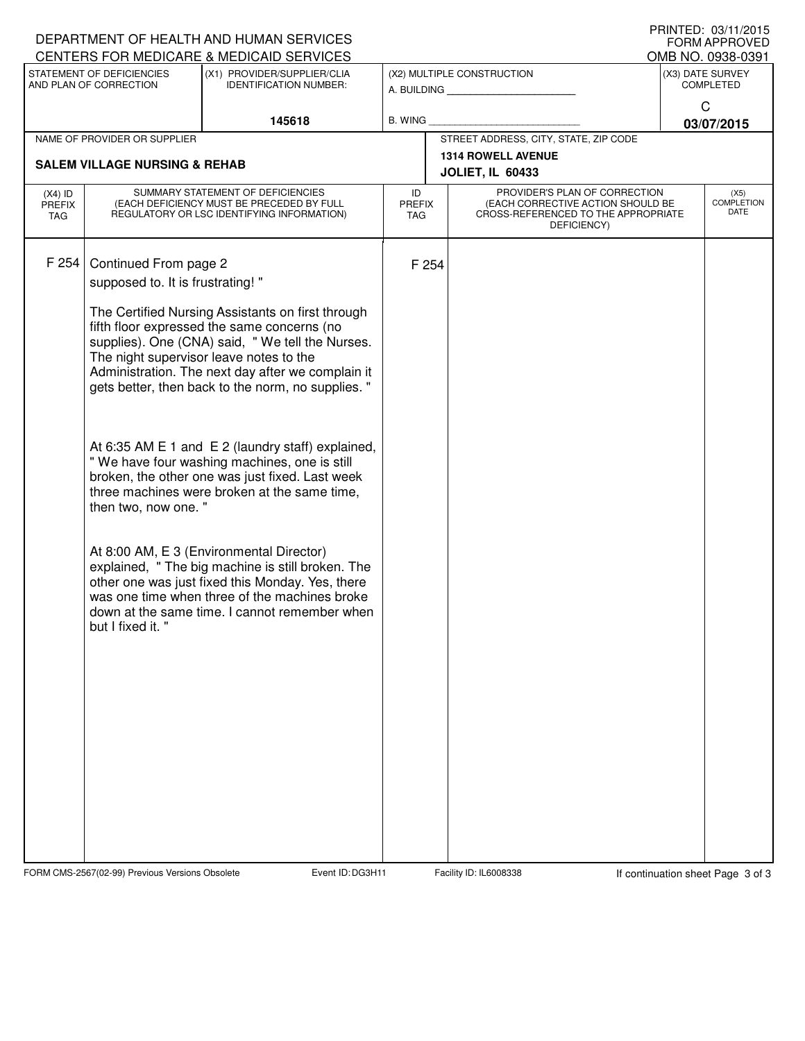DEPARTMENT OF HEALTH AND HUMAN SERVICES
CENTERS FOR MEDICARE & MEDICAID SERVICES

PRINTED: 03/11/2015
FORM APPROVED
OMB NO. 0938-0391

| STATEMENT OF DEFICIENCIES AND PLAN OF CORRECTION | (X1) PROVIDER/SUPPLIER/CLIA IDENTIFICATION NUMBER: | (X2) MULTIPLE CONSTRUCTION | (X3) DATE SURVEY COMPLETED |
|---|---|---|---|
| | 145618 | A. BUILDING ______ B. WING ______ | C 03/07/2015 |

| NAME OF PROVIDER OR SUPPLIER | STREET ADDRESS, CITY, STATE, ZIP CODE |
|---|---|
| SALEM VILLAGE NURSING & REHAB | 1314 ROWELL AVENUE JOLIET, IL 60433 |

| (X4) ID PREFIX TAG | SUMMARY STATEMENT OF DEFICIENCIES (EACH DEFICIENCY MUST BE PRECEDED BY FULL REGULATORY OR LSC IDENTIFYING INFORMATION) | ID PREFIX TAG | PROVIDER'S PLAN OF CORRECTION (EACH CORRECTIVE ACTION SHOULD BE CROSS-REFERENCED TO THE APPROPRIATE DEFICIENCY) | (X5) COMPLETION DATE |
|---|---|---|---|---|
| F 254 | Continued From page 2 | F 254 | | |

supposed to. It is frustrating! "

The Certified Nursing Assistants on first through fifth floor expressed the same concerns (no supplies). One (CNA) said, " We tell the Nurses. The night supervisor leave notes to the Administration. The next day after we complain it gets better, then back to the norm, no supplies. "

At 6:35 AM E 1 and E 2 (laundry staff) explained, " We have four washing machines, one is still broken, the other one was just fixed. Last week three machines were broken at the same time, then two, now one. "

At 8:00 AM, E 3 (Environmental Director) explained, " The big machine is still broken. The other one was just fixed this Monday. Yes, there was one time when three of the machines broke down at the same time. I cannot remember when but I fixed it. "

FORM CMS-2567(02-99) Previous Versions Obsolete Event ID: DG3H11 Facility ID: IL6008338